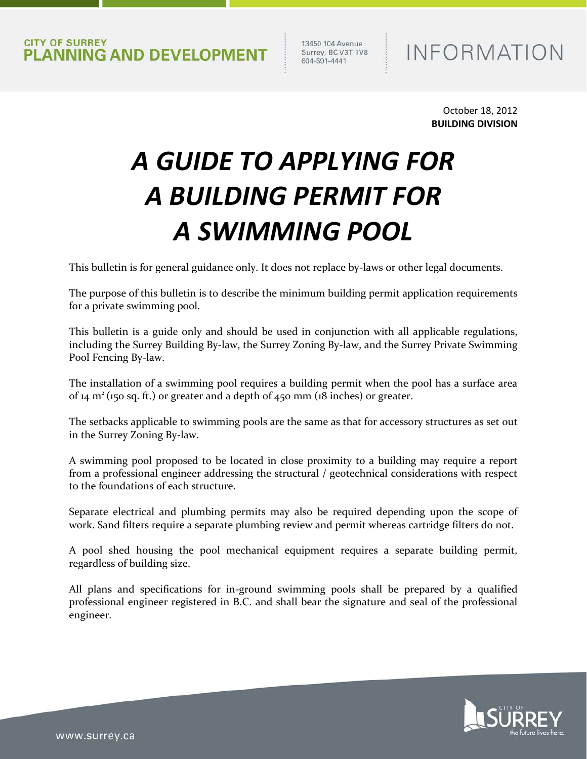CITY OF SURREY
**PLANNING AND DEVELOPMENT**

13450 104 Avenue
Surrey, BC V3T 1V8
604-591-4441

INFORMATION

October 18, 2012
**BUILDING DIVISION**

# *A GUIDE TO APPLYING FOR A BUILDING PERMIT FOR A SWIMMING POOL*

This bulletin is for general guidance only. It does not replace by-laws or other legal documents.

The purpose of this bulletin is to describe the minimum building permit application requirements for a private swimming pool.

This bulletin is a guide only and should be used in conjunction with all applicable regulations, including the Surrey Building By-law, the Surrey Zoning By-law, and the Surrey Private Swimming Pool Fencing By-law.

The installation of a swimming pool requires a building permit when the pool has a surface area of 14 $m^2$ (150 sq. ft.) or greater and a depth of 450 mm (18 inches) or greater.

The setbacks applicable to swimming pools are the same as that for accessory structures as set out in the Surrey Zoning By-law.

A swimming pool proposed to be located in close proximity to a building may require a report from a professional engineer addressing the structural / geotechnical considerations with respect to the foundations of each structure.

Separate electrical and plumbing permits may also be required depending upon the scope of work. Sand filters require a separate plumbing review and permit whereas cartridge filters do not.

A pool shed housing the pool mechanical equipment requires a separate building permit, regardless of building size.

All plans and specifications for in-ground swimming pools shall be prepared by a qualified professional engineer registered in B.C. and shall bear the signature and seal of the professional engineer.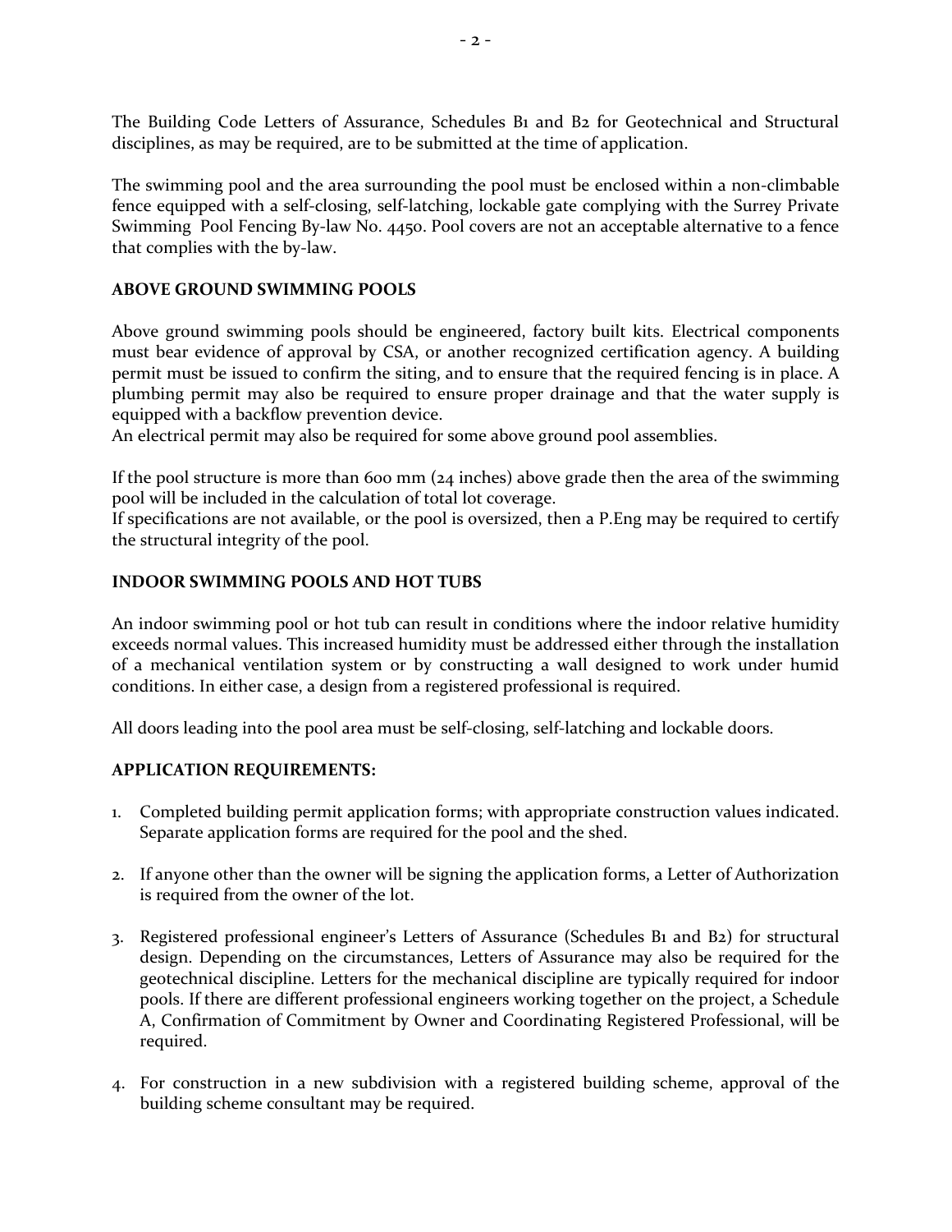The Building Code Letters of Assurance, Schedules B1 and B2 for Geotechnical and Structural disciplines, as may be required, are to be submitted at the time of application.

The swimming pool and the area surrounding the pool must be enclosed within a non-climbable fence equipped with a self-closing, self-latching, lockable gate complying with the Surrey Private Swimming Pool Fencing By-law No. 4450. Pool covers are not an acceptable alternative to a fence that complies with the by-law.

**ABOVE GROUND SWIMMING POOLS**

Above ground swimming pools should be engineered, factory built kits. Electrical components must bear evidence of approval by CSA, or another recognized certification agency. A building permit must be issued to confirm the siting, and to ensure that the required fencing is in place. A plumbing permit may also be required to ensure proper drainage and that the water supply is equipped with a backflow prevention device.
An electrical permit may also be required for some above ground pool assemblies.

If the pool structure is more than 600 mm (24 inches) above grade then the area of the swimming pool will be included in the calculation of total lot coverage.
If specifications are not available, or the pool is oversized, then a P.Eng may be required to certify the structural integrity of the pool.

**INDOOR SWIMMING POOLS AND HOT TUBS**

An indoor swimming pool or hot tub can result in conditions where the indoor relative humidity exceeds normal values. This increased humidity must be addressed either through the installation of a mechanical ventilation system or by constructing a wall designed to work under humid conditions. In either case, a design from a registered professional is required.

All doors leading into the pool area must be self-closing, self-latching and lockable doors.

**APPLICATION REQUIREMENTS:**

1. Completed building permit application forms; with appropriate construction values indicated. Separate application forms are required for the pool and the shed.

2. If anyone other than the owner will be signing the application forms, a Letter of Authorization is required from the owner of the lot.

3. Registered professional engineer's Letters of Assurance (Schedules B1 and B2) for structural design. Depending on the circumstances, Letters of Assurance may also be required for the geotechnical discipline. Letters for the mechanical discipline are typically required for indoor pools. If there are different professional engineers working together on the project, a Schedule A, Confirmation of Commitment by Owner and Coordinating Registered Professional, will be required.

4. For construction in a new subdivision with a registered building scheme, approval of the building scheme consultant may be required.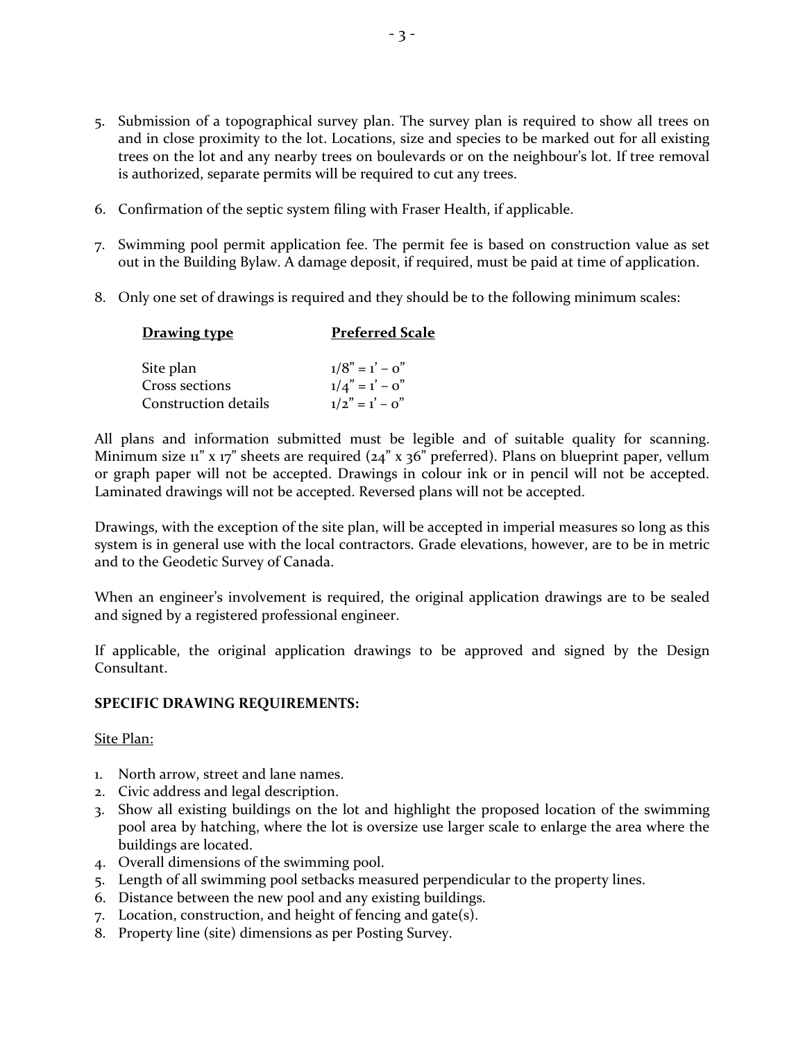5. Submission of a topographical survey plan. The survey plan is required to show all trees on and in close proximity to the lot. Locations, size and species to be marked out for all existing trees on the lot and any nearby trees on boulevards or on the neighbour's lot. If tree removal is authorized, separate permits will be required to cut any trees.

6. Confirmation of the septic system filing with Fraser Health, if applicable.

7. Swimming pool permit application fee. The permit fee is based on construction value as set out in the Building Bylaw. A damage deposit, if required, must be paid at time of application.

8. Only one set of drawings is required and they should be to the following minimum scales:

| **Drawing type** | **Preferred Scale** |
|---|---|
| Site plan | 1/8" = 1' – 0" |
| Cross sections | 1/4" = 1' – 0" |
| Construction details | 1/2" = 1' – 0" |

All plans and information submitted must be legible and of suitable quality for scanning. Minimum size 11" x 17" sheets are required (24" x 36" preferred). Plans on blueprint paper, vellum or graph paper will not be accepted. Drawings in colour ink or in pencil will not be accepted. Laminated drawings will not be accepted. Reversed plans will not be accepted.

Drawings, with the exception of the site plan, will be accepted in imperial measures so long as this system is in general use with the local contractors. Grade elevations, however, are to be in metric and to the Geodetic Survey of Canada.

When an engineer's involvement is required, the original application drawings are to be sealed and signed by a registered professional engineer.

If applicable, the original application drawings to be approved and signed by the Design Consultant.

**SPECIFIC DRAWING REQUIREMENTS:**

Site Plan:

1. North arrow, street and lane names.
2. Civic address and legal description.
3. Show all existing buildings on the lot and highlight the proposed location of the swimming pool area by hatching, where the lot is oversize use larger scale to enlarge the area where the buildings are located.
4. Overall dimensions of the swimming pool.
5. Length of all swimming pool setbacks measured perpendicular to the property lines.
6. Distance between the new pool and any existing buildings.
7. Location, construction, and height of fencing and gate(s).
8. Property line (site) dimensions as per Posting Survey.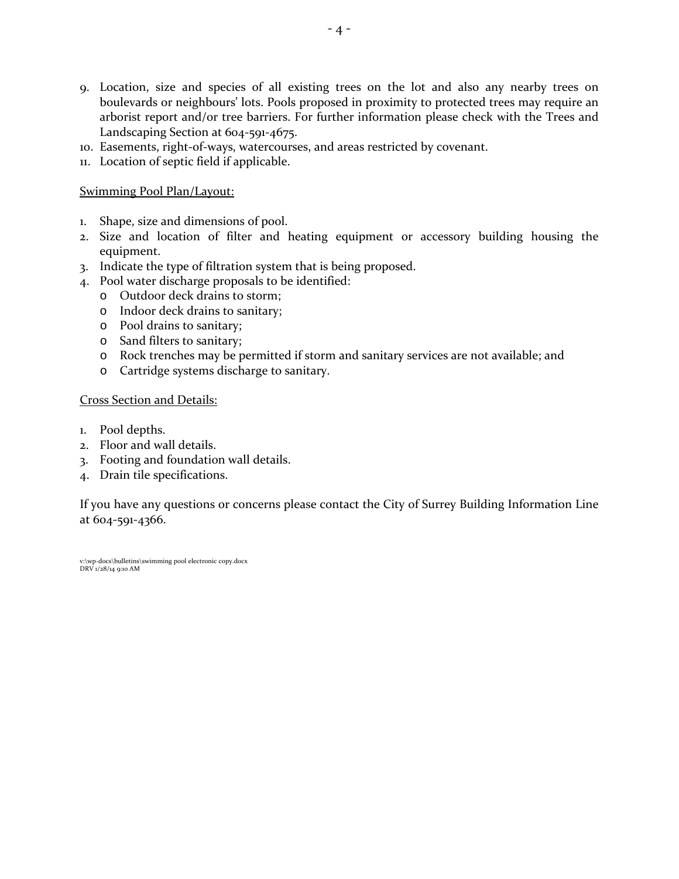9. Location, size and species of all existing trees on the lot and also any nearby trees on boulevards or neighbours' lots. Pools proposed in proximity to protected trees may require an arborist report and/or tree barriers. For further information please check with the Trees and Landscaping Section at 604-591-4675.
10. Easements, right-of-ways, watercourses, and areas restricted by covenant.
11. Location of septic field if applicable.

<u>Swimming Pool Plan/Layout:</u>

1. Shape, size and dimensions of pool.
2. Size and location of filter and heating equipment or accessory building housing the equipment.
3. Indicate the type of filtration system that is being proposed.
4. Pool water discharge proposals to be identified:
   - Outdoor deck drains to storm;
   - Indoor deck drains to sanitary;
   - Pool drains to sanitary;
   - Sand filters to sanitary;
   - Rock trenches may be permitted if storm and sanitary services are not available; and
   - Cartridge systems discharge to sanitary.

<u>Cross Section and Details:</u>

1. Pool depths.
2. Floor and wall details.
3. Footing and foundation wall details.
4. Drain tile specifications.

If you have any questions or concerns please contact the City of Surrey Building Information Line at 604-591-4366.

v:\wp-docs\bulletins\swimming pool electronic copy.docx
DRV 1/28/14 9:10 AM